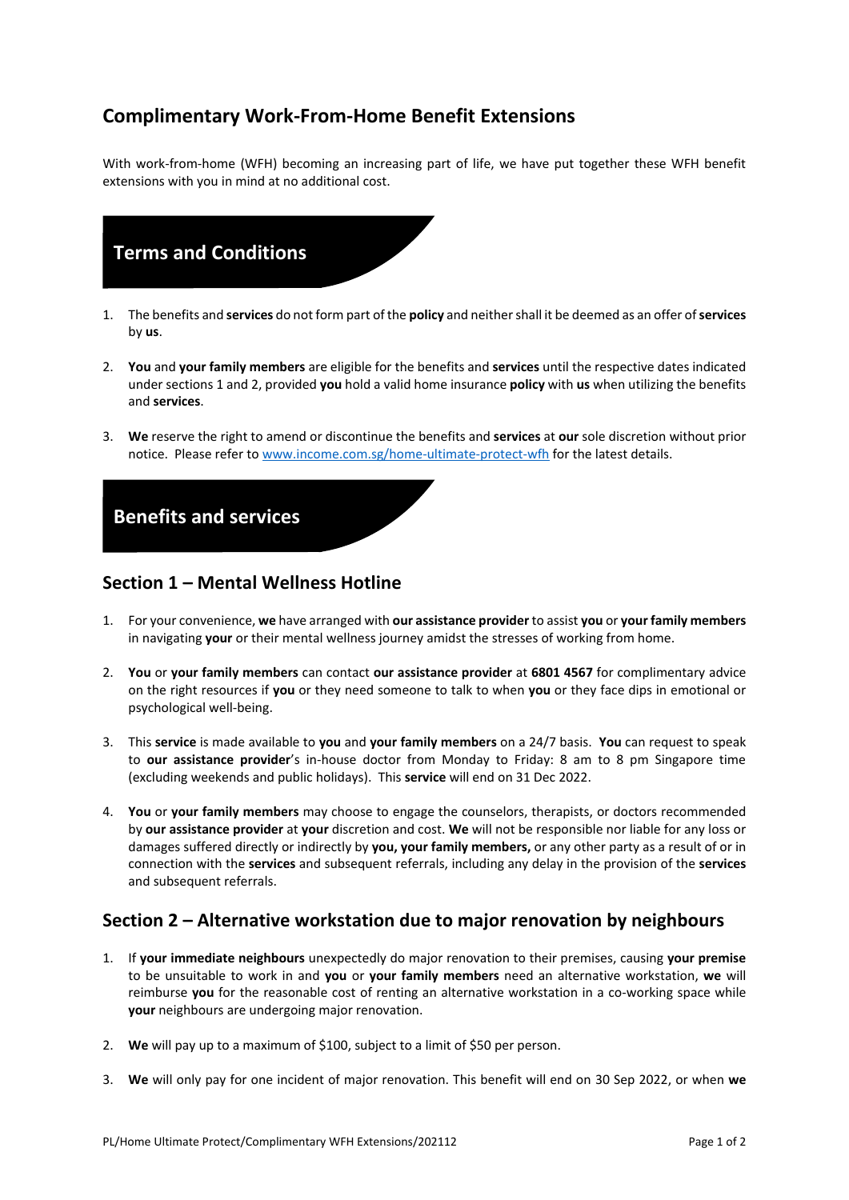# Complimentary Work-From-Home Benefit Extensions

With work-from-home (WFH) becoming an increasing part of life, we have put together these WFH benefit extensions with you in mind at no additional cost.

## Terms and Conditions

1. The benefits and **services** do not form part of the **policy** and neither shall it be deemed as an offer of **services** by **us**.
2. **You** and **your family members** are eligible for the benefits and **services** until the respective dates indicated under sections 1 and 2, provided **you** hold a valid home insurance **policy** with **us** when utilizing the benefits and **services**.
3. **We** reserve the right to amend or discontinue the benefits and **services** at **our** sole discretion without prior notice. Please refer to www.income.com.sg/home-ultimate-protect-wfh for the latest details.

## Benefits and services

### Section 1 – Mental Wellness Hotline

1. For your convenience, **we** have arranged with **our assistance provider** to assist **you** or **your family members** in navigating **your** or their mental wellness journey amidst the stresses of working from home.
2. **You** or **your family members** can contact **our assistance provider** at **6801 4567** for complimentary advice on the right resources if **you** or they need someone to talk to when **you** or they face dips in emotional or psychological well-being.
3. This **service** is made available to **you** and **your family members** on a 24/7 basis. **You** can request to speak to **our assistance provider**'s in-house doctor from Monday to Friday: 8 am to 8 pm Singapore time (excluding weekends and public holidays). This **service** will end on 31 Dec 2022.
4. **You** or **your family members** may choose to engage the counselors, therapists, or doctors recommended by **our assistance provider** at **your** discretion and cost. **We** will not be responsible nor liable for any loss or damages suffered directly or indirectly by **you, your family members,** or any other party as a result of or in connection with the **services** and subsequent referrals, including any delay in the provision of the **services** and subsequent referrals.

### Section 2 – Alternative workstation due to major renovation by neighbours

1. If **your immediate neighbours** unexpectedly do major renovation to their premises, causing **your premise** to be unsuitable to work in and **you** or **your family members** need an alternative workstation, **we** will reimburse **you** for the reasonable cost of renting an alternative workstation in a co-working space while **your** neighbours are undergoing major renovation.
2. **We** will pay up to a maximum of $100, subject to a limit of $50 per person.
3. **We** will only pay for one incident of major renovation. This benefit will end on 30 Sep 2022, or when **we**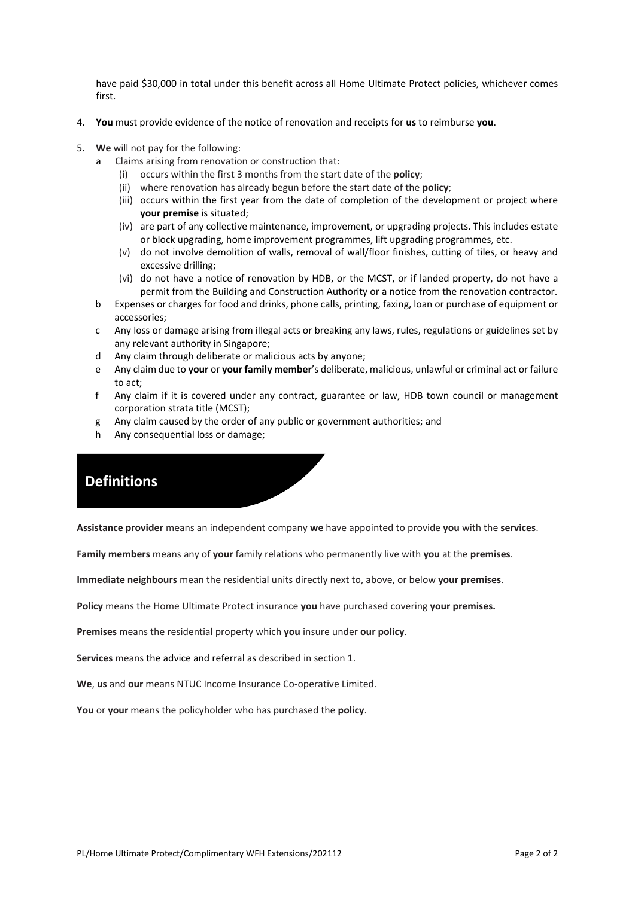have paid $30,000 in total under this benefit across all Home Ultimate Protect policies, whichever comes first.

4. **You** must provide evidence of the notice of renovation and receipts for **us** to reimburse **you**.

5. **We** will not pay for the following:
   a Claims arising from renovation or construction that:
      (i) occurs within the first 3 months from the start date of the **policy**;
      (ii) where renovation has already begun before the start date of the **policy**;
      (iii) occurs within the first year from the date of completion of the development or project where **your premise** is situated;
      (iv) are part of any collective maintenance, improvement, or upgrading projects. This includes estate or block upgrading, home improvement programmes, lift upgrading programmes, etc.
      (v) do not involve demolition of walls, removal of wall/floor finishes, cutting of tiles, or heavy and excessive drilling;
      (vi) do not have a notice of renovation by HDB, or the MCST, or if landed property, do not have a permit from the Building and Construction Authority or a notice from the renovation contractor.
   b Expenses or charges for food and drinks, phone calls, printing, faxing, loan or purchase of equipment or accessories;
   c Any loss or damage arising from illegal acts or breaking any laws, rules, regulations or guidelines set by any relevant authority in Singapore;
   d Any claim through deliberate or malicious acts by anyone;
   e Any claim due to **your** or **your family member**'s deliberate, malicious, unlawful or criminal act or failure to act;
   f Any claim if it is covered under any contract, guarantee or law, HDB town council or management corporation strata title (MCST);
   g Any claim caused by the order of any public or government authorities; and
   h Any consequential loss or damage;

## Definitions

**Assistance provider** means an independent company **we** have appointed to provide **you** with the **services**.

**Family members** means any of **your** family relations who permanently live with **you** at the **premises**.

**Immediate neighbours** mean the residential units directly next to, above, or below **your premises**.

**Policy** means the Home Ultimate Protect insurance **you** have purchased covering **your premises.**

**Premises** means the residential property which **you** insure under **our policy**.

**Services** means the advice and referral as described in section 1.

**We**, **us** and **our** means NTUC Income Insurance Co-operative Limited.

**You** or **your** means the policyholder who has purchased the **policy**.

PL/Home Ultimate Protect/Complimentary WFH Extensions/202112